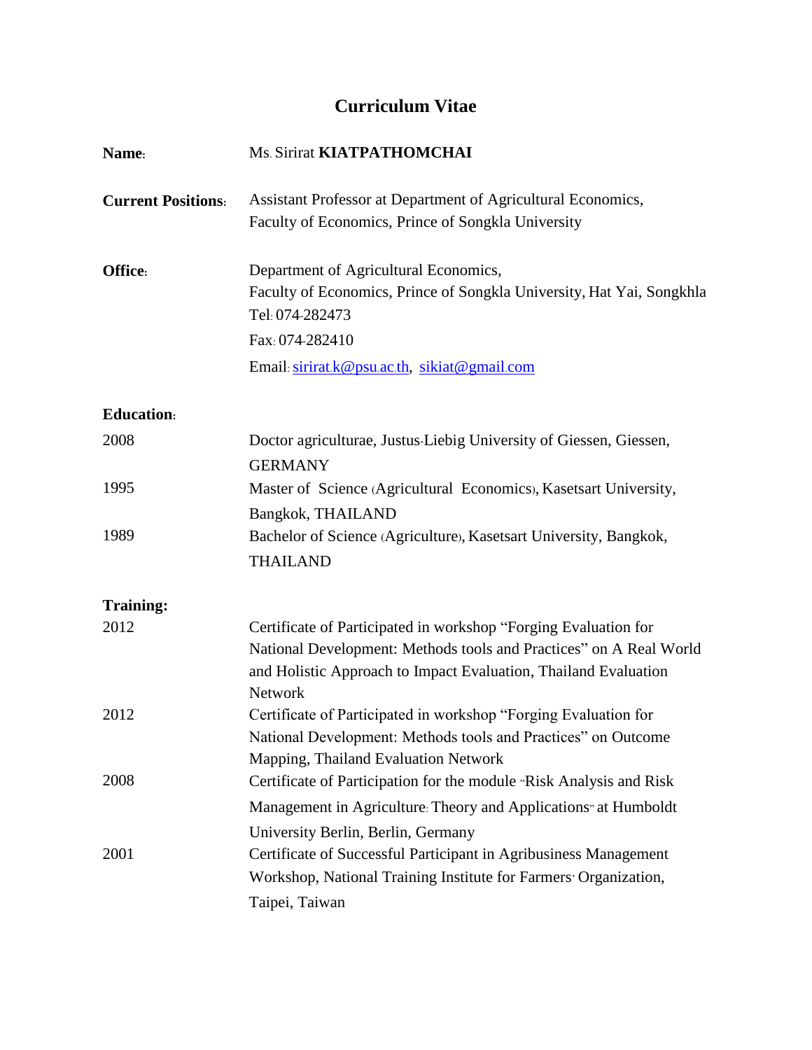# Curriculum Vitae

**Name:** Ms. Sirirat **KIATPATHOMCHAI**

**Current Positions:** Assistant Professor at Department of Agricultural Economics, Faculty of Economics, Prince of Songkla University

**Office:** Department of Agricultural Economics,
Faculty of Economics, Prince of Songkla University, Hat Yai, Songkhla
Tel: 074-282473
Fax: 074-282410
Email: sirirat.k@psu.ac.th, sikiat@gmail.com

**Education:**

| | |
|---|---|
| 2008 | Doctor agriculturae, Justus-Liebig University of Giessen, Giessen, GERMANY |
| 1995 | Master of Science (Agricultural Economics), Kasetsart University, Bangkok, THAILAND |
| 1989 | Bachelor of Science (Agriculture), Kasetsart University, Bangkok, THAILAND |

**Training:**

| | |
|---|---|
| 2012 | Certificate of Participated in workshop "Forging Evaluation for National Development: Methods tools and Practices" on A Real World and Holistic Approach to Impact Evaluation, Thailand Evaluation Network |
| 2012 | Certificate of Participated in workshop "Forging Evaluation for National Development: Methods tools and Practices" on Outcome Mapping, Thailand Evaluation Network |
| 2008 | Certificate of Participation for the module "Risk Analysis and Risk Management in Agriculture: Theory and Applications" at Humboldt University Berlin, Berlin, Germany |
| 2001 | Certificate of Successful Participant in Agribusiness Management Workshop, National Training Institute for Farmers' Organization, Taipei, Taiwan |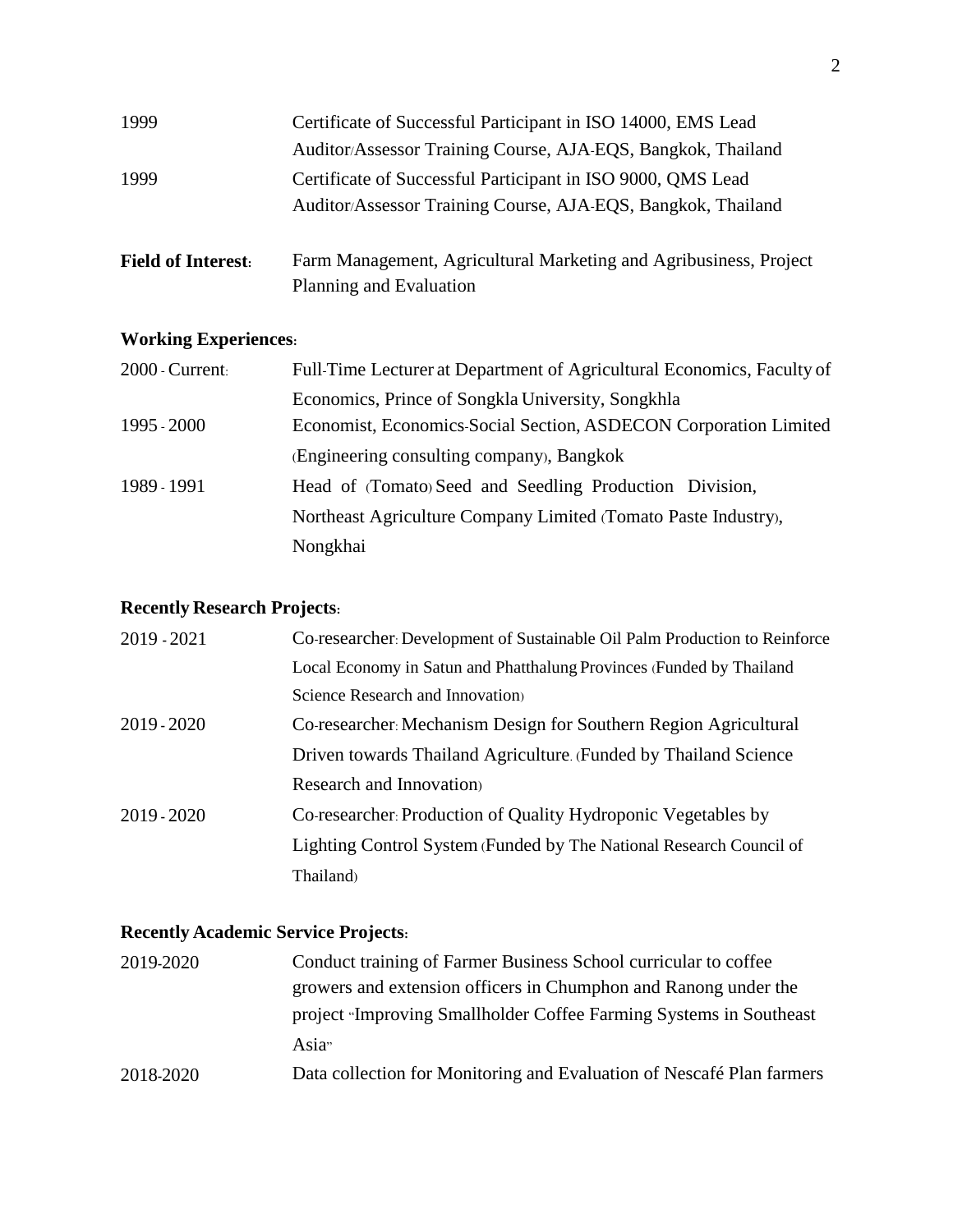| | |
|---|---|
| 1999 | Certificate of Successful Participant in ISO 14000, EMS Lead Auditor/Assessor Training Course, AJA-EQS, Bangkok, Thailand |
| 1999 | Certificate of Successful Participant in ISO 9000, QMS Lead Auditor/Assessor Training Course, AJA-EQS, Bangkok, Thailand |

**Field of Interest:** Farm Management, Agricultural Marketing and Agribusiness, Project Planning and Evaluation

## Working Experiences:

| | |
|---|---|
| 2000 - Current: | Full-Time Lecturer at Department of Agricultural Economics, Faculty of Economics, Prince of Songkla University, Songkhla |
| 1995 - 2000 | Economist, Economics-Social Section, ASDECON Corporation Limited (Engineering consulting company), Bangkok |
| 1989 - 1991 | Head of (Tomato) Seed and Seedling Production Division, Northeast Agriculture Company Limited (Tomato Paste Industry), Nongkhai |

## Recently Research Projects:

| | |
|---|---|
| 2019 - 2021 | Co-researcher: Development of Sustainable Oil Palm Production to Reinforce Local Economy in Satun and Phatthalung Provinces (Funded by Thailand Science Research and Innovation) |
| 2019 - 2020 | Co-researcher: Mechanism Design for Southern Region Agricultural Driven towards Thailand Agriculture. (Funded by Thailand Science Research and Innovation) |
| 2019 - 2020 | Co-researcher: Production of Quality Hydroponic Vegetables by Lighting Control System (Funded by The National Research Council of Thailand) |

## Recently Academic Service Projects:

| | |
|---|---|
| 2019-2020 | Conduct training of Farmer Business School curricular to coffee growers and extension officers in Chumphon and Ranong under the project "Improving Smallholder Coffee Farming Systems in Southeast Asia" |
| 2018-2020 | Data collection for Monitoring and Evaluation of Nescafé Plan farmers |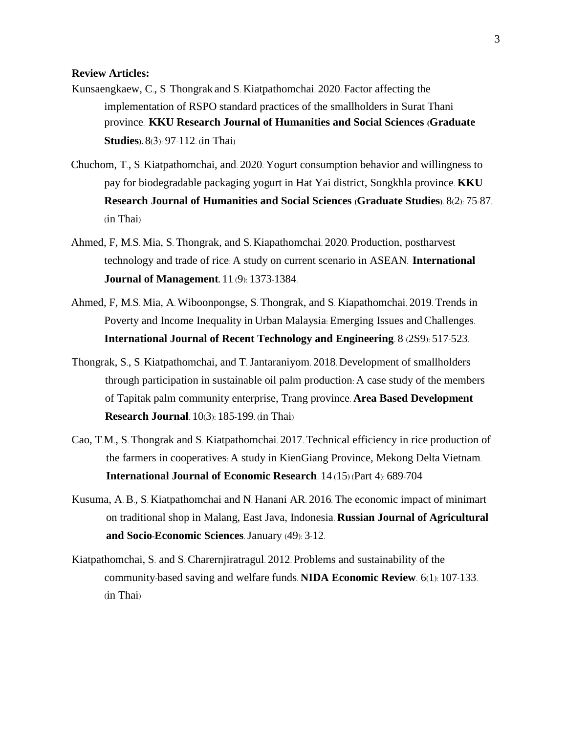**Review Articles:**

Kunsaengkaew, C., S. Thongrak and S. Kiatpathomchai. 2020. Factor affecting the implementation of RSPO standard practices of the smallholders in Surat Thani province. **KKU Research Journal of Humanities and Social Sciences (Graduate Studies).** 8(3): 97-112. (in Thai)

Chuchom, T., S. Kiatpathomchai, and. 2020. Yogurt consumption behavior and willingness to pay for biodegradable packaging yogurt in Hat Yai district, Songkhla province. **KKU Research Journal of Humanities and Social Sciences (Graduate Studies).** 8(2): 75-87. (in Thai)

Ahmed, F, M.S. Mia, S. Thongrak, and S. Kiapathomchai. 2020. Production, postharvest technology and trade of rice: A study on current scenario in ASEAN. **International Journal of Management.** 11 (9): 1373-1384.

Ahmed, F, M.S. Mia, A. Wiboonpongse, S. Thongrak, and S. Kiapathomchai. 2019. Trends in Poverty and Income Inequality in Urban Malaysia: Emerging Issues and Challenges. **International Journal of Recent Technology and Engineering**. 8 (2S9): 517-523.

Thongrak, S., S. Kiatpathomchai, and T. Jantaraniyom. 2018. Development of smallholders through participation in sustainable oil palm production: A case study of the members of Tapitak palm community enterprise, Trang province. **Area Based Development Research Journal**. 10(3): 185-199. (in Thai)

Cao, T.M., S. Thongrak and S. Kiatpathomchai. 2017. Technical efficiency in rice production of the farmers in cooperatives: A study in KienGiang Province, Mekong Delta Vietnam. **International Journal of Economic Research**. 14 (15) (Part 4): 689-704

Kusuma, A. B., S. Kiatpathomchai and N. Hanani AR. 2016. The economic impact of minimart on traditional shop in Malang, East Java, Indonesia. **Russian Journal of Agricultural and Socio-Economic Sciences**. January (49): 3-12.

Kiatpathomchai, S. and S. Charernjiratragul. 2012. Problems and sustainability of the community-based saving and welfare funds. **NIDA Economic Review**. 6(1): 107-133. (in Thai)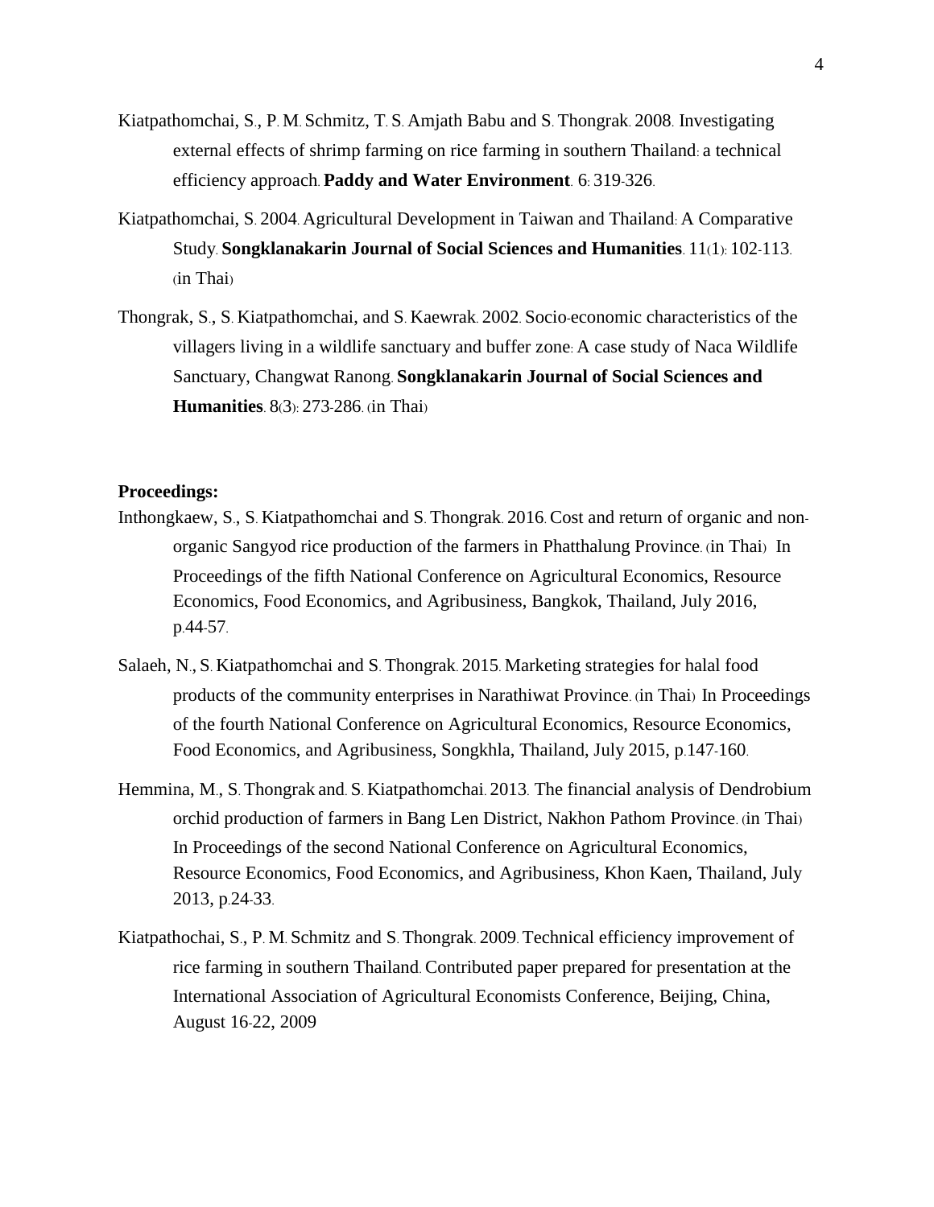Kiatpathomchai, S., P. M. Schmitz, T. S. Amjath Babu and S. Thongrak. 2008. Investigating external effects of shrimp farming on rice farming in southern Thailand: a technical efficiency approach. **Paddy and Water Environment**. 6: 319-326.

Kiatpathomchai, S. 2004. Agricultural Development in Taiwan and Thailand: A Comparative Study. **Songklanakarin Journal of Social Sciences and Humanities**. 11(1): 102-113. (in Thai)

Thongrak, S., S. Kiatpathomchai, and S. Kaewrak. 2002. Socio-economic characteristics of the villagers living in a wildlife sanctuary and buffer zone: A case study of Naca Wildlife Sanctuary, Changwat Ranong. **Songklanakarin Journal of Social Sciences and Humanities**. 8(3): 273-286. (in Thai)

**Proceedings:**

Inthongkaew, S., S. Kiatpathomchai and S. Thongrak. 2016. Cost and return of organic and non-organic Sangyod rice production of the farmers in Phatthalung Province. (in Thai) In Proceedings of the fifth National Conference on Agricultural Economics, Resource Economics, Food Economics, and Agribusiness, Bangkok, Thailand, July 2016, p.44-57.

Salaeh, N., S. Kiatpathomchai and S. Thongrak. 2015. Marketing strategies for halal food products of the community enterprises in Narathiwat Province. (in Thai) In Proceedings of the fourth National Conference on Agricultural Economics, Resource Economics, Food Economics, and Agribusiness, Songkhla, Thailand, July 2015, p.147-160.

Hemmina, M., S. Thongrak and. S. Kiatpathomchai. 2013. The financial analysis of Dendrobium orchid production of farmers in Bang Len District, Nakhon Pathom Province. (in Thai) In Proceedings of the second National Conference on Agricultural Economics, Resource Economics, Food Economics, and Agribusiness, Khon Kaen, Thailand, July 2013, p.24-33.

Kiatpathochai, S., P. M. Schmitz and S. Thongrak. 2009. Technical efficiency improvement of rice farming in southern Thailand. Contributed paper prepared for presentation at the International Association of Agricultural Economists Conference, Beijing, China, August 16-22, 2009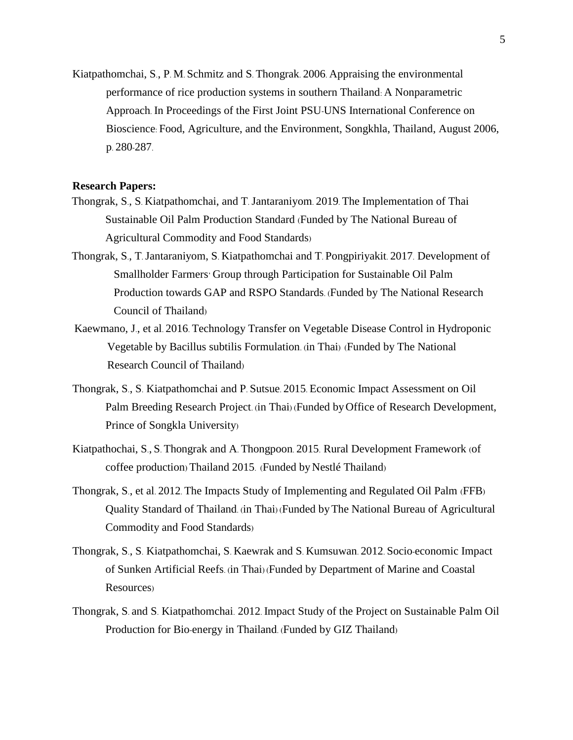Kiatpathomchai, S., P. M. Schmitz and S. Thongrak. 2006. Appraising the environmental performance of rice production systems in southern Thailand: A Nonparametric Approach. In Proceedings of the First Joint PSU-UNS International Conference on Bioscience: Food, Agriculture, and the Environment, Songkhla, Thailand, August 2006, p. 280-287.

**Research Papers:**

Thongrak, S., S. Kiatpathomchai, and T. Jantaraniyom. 2019. The Implementation of Thai Sustainable Oil Palm Production Standard (Funded by The National Bureau of Agricultural Commodity and Food Standards)

Thongrak, S., T. Jantaraniyom, S. Kiatpathomchai and T. Pongpiriyakit. 2017. Development of Smallholder Farmers' Group through Participation for Sustainable Oil Palm Production towards GAP and RSPO Standards. (Funded by The National Research Council of Thailand)

Kaewmano, J., et al. 2016. Technology Transfer on Vegetable Disease Control in Hydroponic Vegetable by Bacillus subtilis Formulation. (in Thai) (Funded by The National Research Council of Thailand)

Thongrak, S., S. Kiatpathomchai and P. Sutsue. 2015. Economic Impact Assessment on Oil Palm Breeding Research Project. (in Thai) (Funded by Office of Research Development, Prince of Songkla University)

Kiatpathochai, S., S. Thongrak and A. Thongpoon. 2015. Rural Development Framework (of coffee production) Thailand 2015. (Funded by Nestlé Thailand)

Thongrak, S., et al. 2012. The Impacts Study of Implementing and Regulated Oil Palm (FFB) Quality Standard of Thailand. (in Thai) (Funded by The National Bureau of Agricultural Commodity and Food Standards)

Thongrak, S., S. Kiatpathomchai, S. Kaewrak and S. Kumsuwan. 2012. Socio-economic Impact of Sunken Artificial Reefs. (in Thai) (Funded by Department of Marine and Coastal Resources)

Thongrak, S. and S. Kiatpathomchai. 2012. Impact Study of the Project on Sustainable Palm Oil Production for Bio-energy in Thailand. (Funded by GIZ Thailand)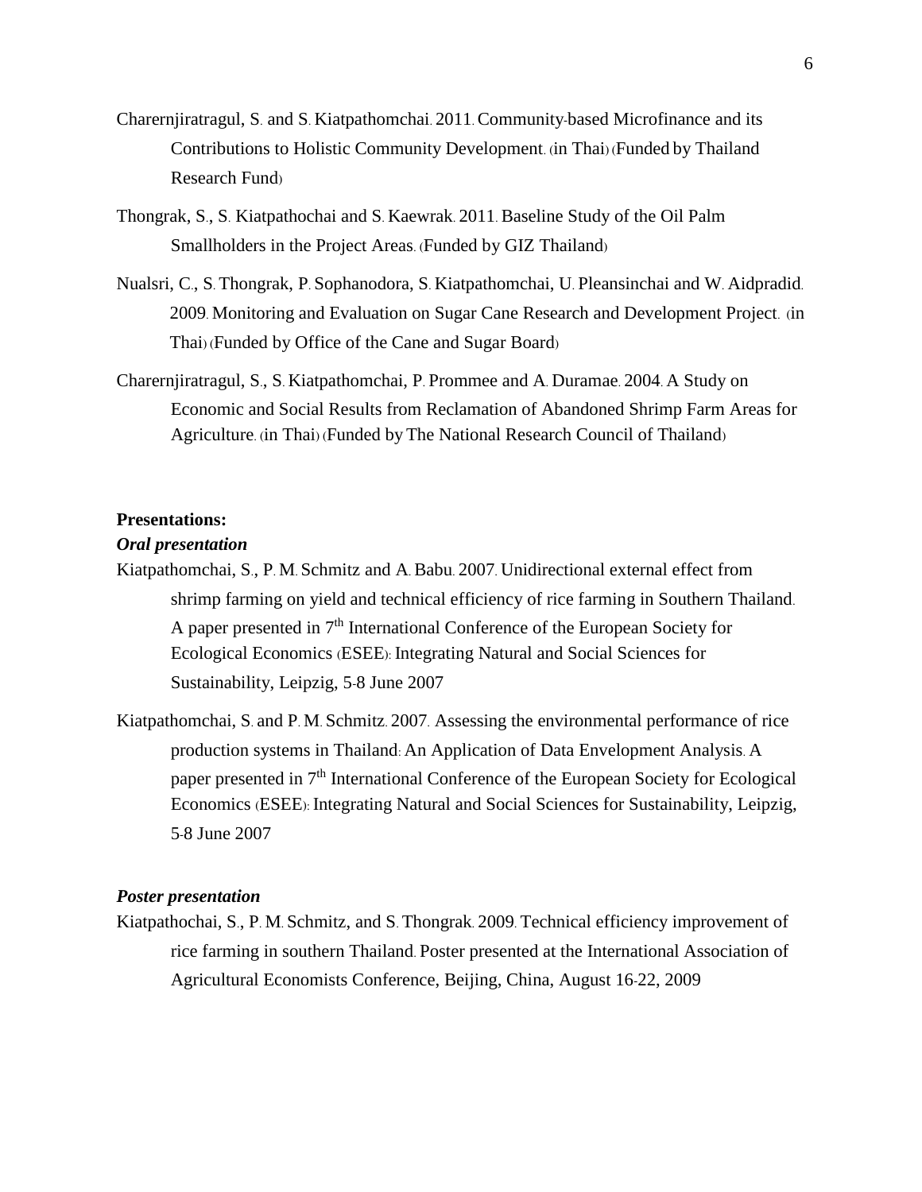Charernjiratragul, S. and S. Kiatpathomchai. 2011. Community-based Microfinance and its Contributions to Holistic Community Development. (in Thai) (Funded by Thailand Research Fund)

Thongrak, S., S. Kiatpathochai and S. Kaewrak. 2011. Baseline Study of the Oil Palm Smallholders in the Project Areas. (Funded by GIZ Thailand)

Nualsri, C., S. Thongrak, P. Sophanodora, S. Kiatpathomchai, U. Pleansinchai and W. Aidpradid. 2009. Monitoring and Evaluation on Sugar Cane Research and Development Project. (in Thai) (Funded by Office of the Cane and Sugar Board)

Charernjiratragul, S., S. Kiatpathomchai, P. Prommee and A. Duramae. 2004. A Study on Economic and Social Results from Reclamation of Abandoned Shrimp Farm Areas for Agriculture. (in Thai) (Funded by The National Research Council of Thailand)

**Presentations:**

***Oral presentation***

Kiatpathomchai, S., P. M. Schmitz and A. Babu. 2007. Unidirectional external effect from shrimp farming on yield and technical efficiency of rice farming in Southern Thailand. A paper presented in 7th International Conference of the European Society for Ecological Economics (ESEE): Integrating Natural and Social Sciences for Sustainability, Leipzig, 5-8 June 2007

Kiatpathomchai, S. and P. M. Schmitz. 2007. Assessing the environmental performance of rice production systems in Thailand: An Application of Data Envelopment Analysis. A paper presented in 7th International Conference of the European Society for Ecological Economics (ESEE): Integrating Natural and Social Sciences for Sustainability, Leipzig, 5-8 June 2007

***Poster presentation***

Kiatpathochai, S., P. M. Schmitz, and S. Thongrak. 2009. Technical efficiency improvement of rice farming in southern Thailand. Poster presented at the International Association of Agricultural Economists Conference, Beijing, China, August 16-22, 2009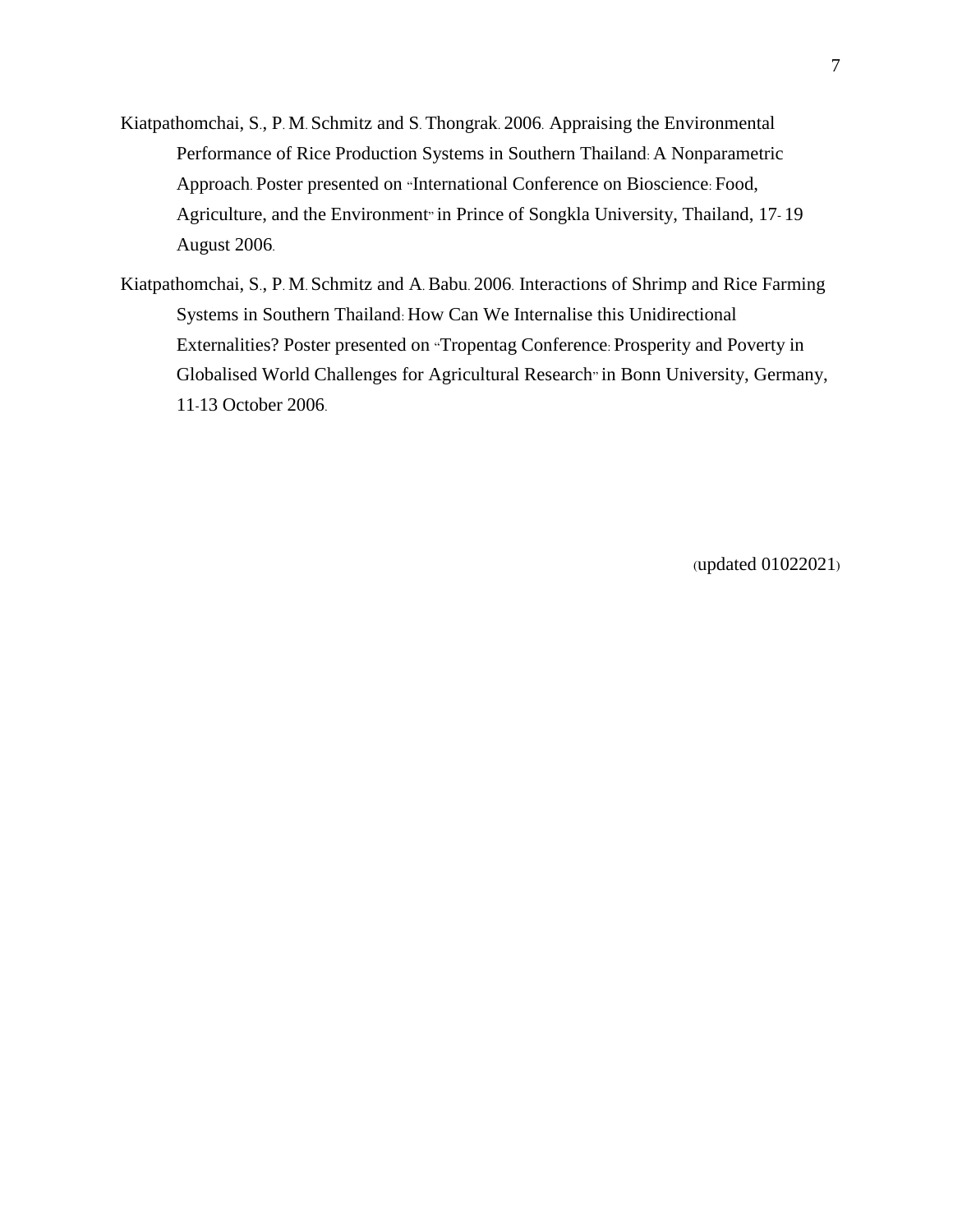Kiatpathomchai, S., P. M. Schmitz and S. Thongrak. 2006. Appraising the Environmental Performance of Rice Production Systems in Southern Thailand: A Nonparametric Approach. Poster presented on "International Conference on Bioscience: Food, Agriculture, and the Environment" in Prince of Songkla University, Thailand, 17-19 August 2006.

Kiatpathomchai, S., P. M. Schmitz and A. Babu. 2006. Interactions of Shrimp and Rice Farming Systems in Southern Thailand: How Can We Internalise this Unidirectional Externalities? Poster presented on "Tropentag Conference: Prosperity and Poverty in Globalised World Challenges for Agricultural Research" in Bonn University, Germany, 11-13 October 2006.

(updated 01022021)